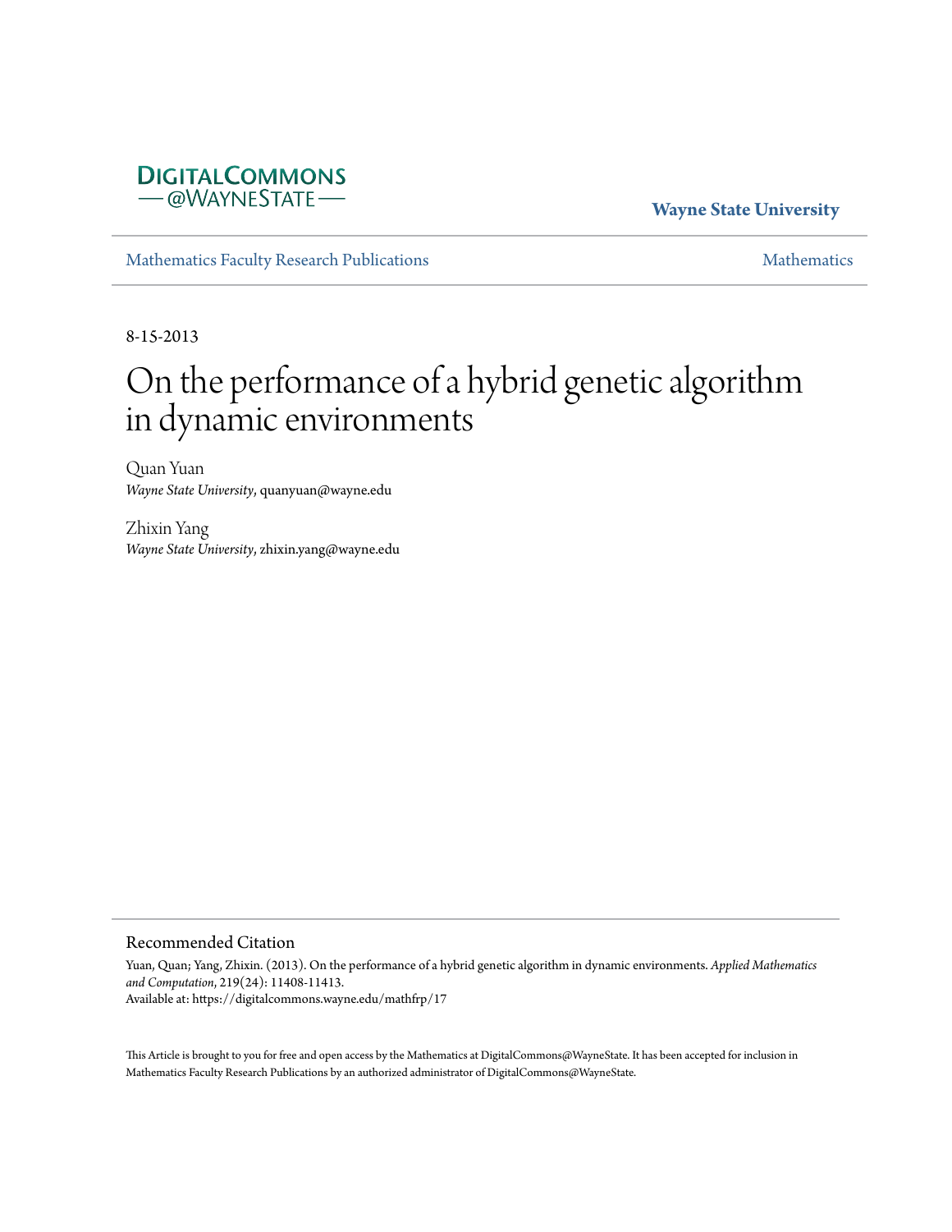DigitalCommons@WayneState

**Wayne State University**

Mathematics Faculty Research Publications — Mathematics

8-15-2013

# On the performance of a hybrid genetic algorithm in dynamic environments

Quan Yuan
*Wayne State University*, quanyuan@wayne.edu

Zhixin Yang
*Wayne State University*, zhixin.yang@wayne.edu

## Recommended Citation

Yuan, Quan; Yang, Zhixin. (2013). On the performance of a hybrid genetic algorithm in dynamic environments. *Applied Mathematics and Computation*, 219(24): 11408-11413.
Available at: https://digitalcommons.wayne.edu/mathfrp/17

This Article is brought to you for free and open access by the Mathematics at DigitalCommons@WayneState. It has been accepted for inclusion in Mathematics Faculty Research Publications by an authorized administrator of DigitalCommons@WayneState.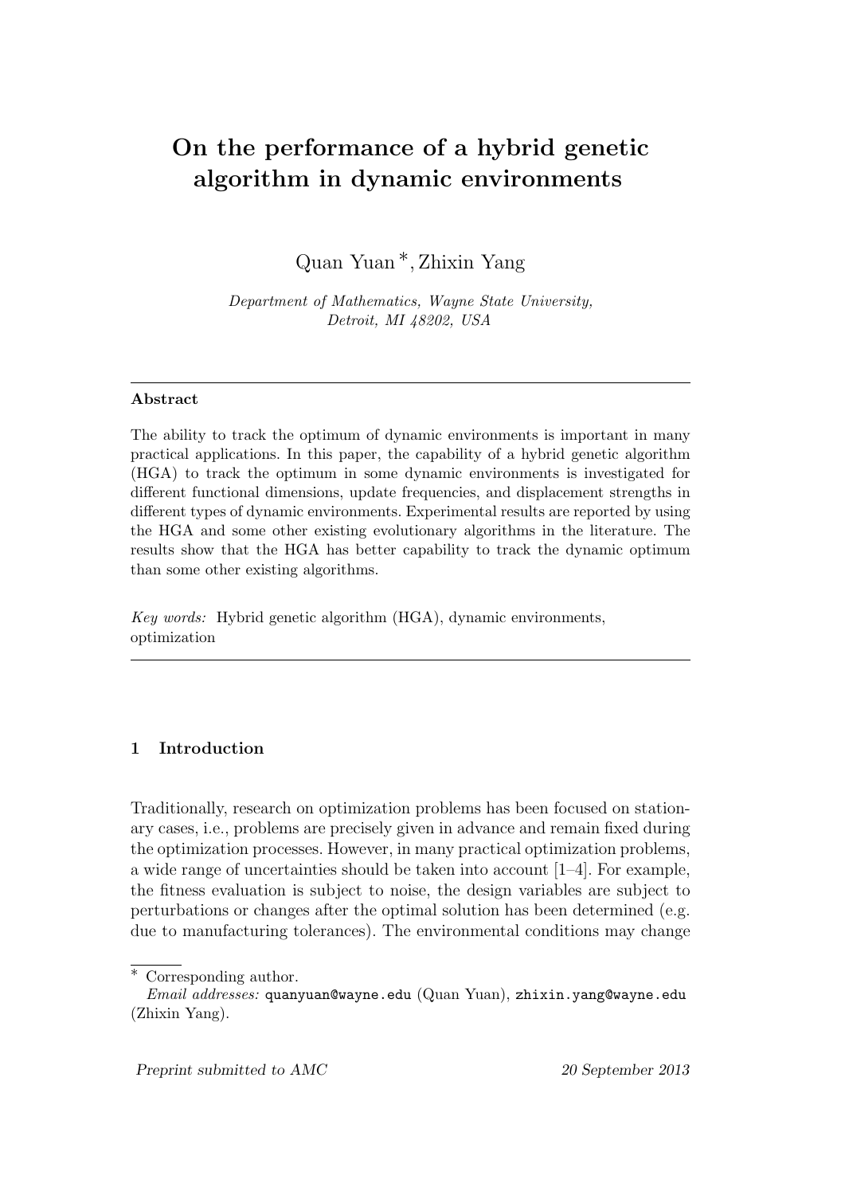# On the performance of a hybrid genetic algorithm in dynamic environments

Quan Yuan *, Zhixin Yang

*Department of Mathematics, Wayne State University, Detroit, MI 48202, USA*

---

**Abstract**

The ability to track the optimum of dynamic environments is important in many practical applications. In this paper, the capability of a hybrid genetic algorithm (HGA) to track the optimum in some dynamic environments is investigated for different functional dimensions, update frequencies, and displacement strengths in different types of dynamic environments. Experimental results are reported by using the HGA and some other existing evolutionary algorithms in the literature. The results show that the HGA has better capability to track the dynamic optimum than some other existing algorithms.

*Key words:* Hybrid genetic algorithm (HGA), dynamic environments, optimization

---

## 1 Introduction

Traditionally, research on optimization problems has been focused on stationary cases, i.e., problems are precisely given in advance and remain fixed during the optimization processes. However, in many practical optimization problems, a wide range of uncertainties should be taken into account [1–4]. For example, the fitness evaluation is subject to noise, the design variables are subject to perturbations or changes after the optimal solution has been determined (e.g. due to manufacturing tolerances). The environmental conditions may change

---

* Corresponding author.
*Email addresses:* quanyuan@wayne.edu (Quan Yuan), zhixin.yang@wayne.edu (Zhixin Yang).

*Preprint submitted to AMC* 20 September 2013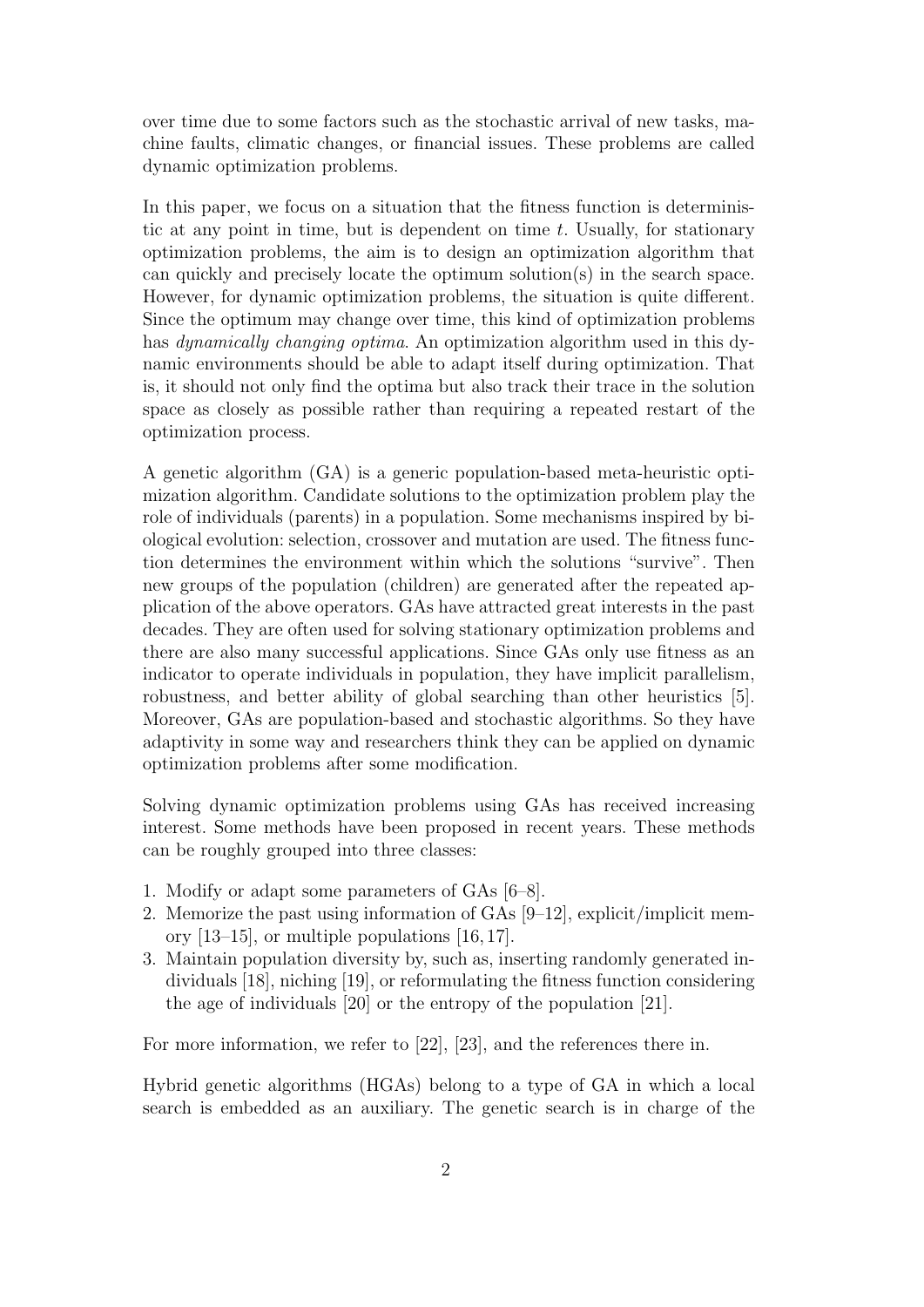over time due to some factors such as the stochastic arrival of new tasks, machine faults, climatic changes, or financial issues. These problems are called dynamic optimization problems.

In this paper, we focus on a situation that the fitness function is deterministic at any point in time, but is dependent on time $t$. Usually, for stationary optimization problems, the aim is to design an optimization algorithm that can quickly and precisely locate the optimum solution(s) in the search space. However, for dynamic optimization problems, the situation is quite different. Since the optimum may change over time, this kind of optimization problems has *dynamically changing optima*. An optimization algorithm used in this dynamic environments should be able to adapt itself during optimization. That is, it should not only find the optima but also track their trace in the solution space as closely as possible rather than requiring a repeated restart of the optimization process.

A genetic algorithm (GA) is a generic population-based meta-heuristic optimization algorithm. Candidate solutions to the optimization problem play the role of individuals (parents) in a population. Some mechanisms inspired by biological evolution: selection, crossover and mutation are used. The fitness function determines the environment within which the solutions "survive". Then new groups of the population (children) are generated after the repeated application of the above operators. GAs have attracted great interests in the past decades. They are often used for solving stationary optimization problems and there are also many successful applications. Since GAs only use fitness as an indicator to operate individuals in population, they have implicit parallelism, robustness, and better ability of global searching than other heuristics [5]. Moreover, GAs are population-based and stochastic algorithms. So they have adaptivity in some way and researchers think they can be applied on dynamic optimization problems after some modification.

Solving dynamic optimization problems using GAs has received increasing interest. Some methods have been proposed in recent years. These methods can be roughly grouped into three classes:

1. Modify or adapt some parameters of GAs [6–8].
2. Memorize the past using information of GAs [9–12], explicit/implicit memory [13–15], or multiple populations [16, 17].
3. Maintain population diversity by, such as, inserting randomly generated individuals [18], niching [19], or reformulating the fitness function considering the age of individuals [20] or the entropy of the population [21].

For more information, we refer to [22], [23], and the references there in.

Hybrid genetic algorithms (HGAs) belong to a type of GA in which a local search is embedded as an auxiliary. The genetic search is in charge of the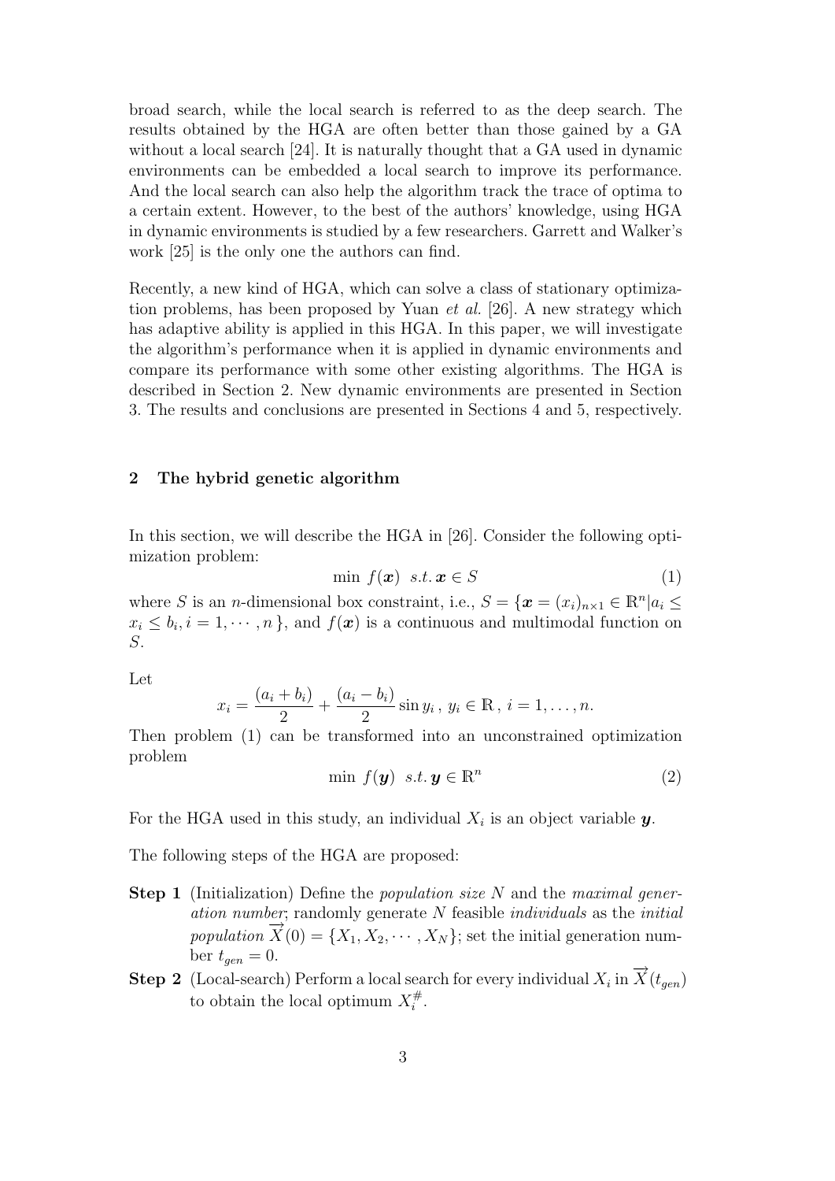broad search, while the local search is referred to as the deep search. The results obtained by the HGA are often better than those gained by a GA without a local search [24]. It is naturally thought that a GA used in dynamic environments can be embedded a local search to improve its performance. And the local search can also help the algorithm track the trace of optima to a certain extent. However, to the best of the authors' knowledge, using HGA in dynamic environments is studied by a few researchers. Garrett and Walker's work [25] is the only one the authors can find.

Recently, a new kind of HGA, which can solve a class of stationary optimization problems, has been proposed by Yuan *et al.* [26]. A new strategy which has adaptive ability is applied in this HGA. In this paper, we will investigate the algorithm's performance when it is applied in dynamic environments and compare its performance with some other existing algorithms. The HGA is described in Section 2. New dynamic environments are presented in Section 3. The results and conclusions are presented in Sections 4 and 5, respectively.

## 2 The hybrid genetic algorithm

In this section, we will describe the HGA in [26]. Consider the following optimization problem:

$$\min \ f(\boldsymbol{x}) \ \ s.t. \, \boldsymbol{x} \in S \tag{1}$$

where $S$ is an $n$-dimensional box constraint, i.e., $S = \{\boldsymbol{x} = (x_i)_{n\times 1} \in \mathbb{R}^n | a_i \leq x_i \leq b_i, i = 1, \cdots, n\}$, and $f(\boldsymbol{x})$ is a continuous and multimodal function on $S$.

Let

$$x_i = \frac{(a_i + b_i)}{2} + \frac{(a_i - b_i)}{2} \sin y_i \, , \; y_i \in \mathbb{R} \, , \; i = 1, \ldots, n.$$

Then problem (1) can be transformed into an unconstrained optimization problem

$$\min \ f(\boldsymbol{y}) \ \ s.t. \, \boldsymbol{y} \in \mathbb{R}^n \tag{2}$$

For the HGA used in this study, an individual $X_i$ is an object variable $\boldsymbol{y}$.

The following steps of the HGA are proposed:

- **Step 1** (Initialization) Define the *population size* $N$ and the *maximal generation number*; randomly generate $N$ feasible *individuals* as the *initial population* $\overrightarrow{X}(0) = \{X_1, X_2, \cdots, X_N\}$; set the initial generation number $t_{gen} = 0$.
- **Step 2** (Local-search) Perform a local search for every individual $X_i$ in $\overrightarrow{X}(t_{gen})$ to obtain the local optimum $X_i^{\#}$.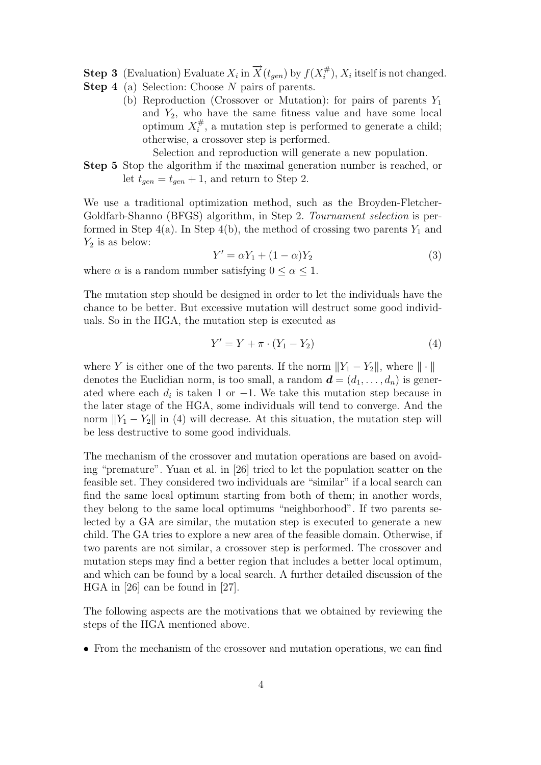**Step 3** (Evaluation) Evaluate $X_i$ in $\overrightarrow{X}(t_{gen})$ by $f(X_i^{\#})$, $X_i$ itself is not changed.

**Step 4** (a) Selection: Choose $N$ pairs of parents.

(b) Reproduction (Crossover or Mutation): for pairs of parents $Y_1$ and $Y_2$, who have the same fitness value and have some local optimum $X_i^{\#}$, a mutation step is performed to generate a child; otherwise, a crossover step is performed.

Selection and reproduction will generate a new population.

**Step 5** Stop the algorithm if the maximal generation number is reached, or let $t_{gen} = t_{gen} + 1$, and return to Step 2.

We use a traditional optimization method, such as the Broyden-Fletcher-Goldfarb-Shanno (BFGS) algorithm, in Step 2. *Tournament selection* is performed in Step 4(a). In Step 4(b), the method of crossing two parents $Y_1$ and $Y_2$ is as below:

$$Y' = \alpha Y_1 + (1 - \alpha) Y_2 \tag{3}$$

where $\alpha$ is a random number satisfying $0 \leq \alpha \leq 1$.

The mutation step should be designed in order to let the individuals have the chance to be better. But excessive mutation will destruct some good individuals. So in the HGA, the mutation step is executed as

$$Y' = Y + \pi \cdot (Y_1 - Y_2) \tag{4}$$

where $Y$ is either one of the two parents. If the norm $\|Y_1 - Y_2\|$, where $\|\cdot\|$ denotes the Euclidian norm, is too small, a random $\boldsymbol{d} = (d_1, \ldots, d_n)$ is generated where each $d_i$ is taken 1 or $-1$. We take this mutation step because in the later stage of the HGA, some individuals will tend to converge. And the norm $\|Y_1 - Y_2\|$ in (4) will decrease. At this situation, the mutation step will be less destructive to some good individuals.

The mechanism of the crossover and mutation operations are based on avoiding "premature". Yuan et al. in [26] tried to let the population scatter on the feasible set. They considered two individuals are "similar" if a local search can find the same local optimum starting from both of them; in another words, they belong to the same local optimums "neighborhood". If two parents selected by a GA are similar, the mutation step is executed to generate a new child. The GA tries to explore a new area of the feasible domain. Otherwise, if two parents are not similar, a crossover step is performed. The crossover and mutation steps may find a better region that includes a better local optimum, and which can be found by a local search. A further detailed discussion of the HGA in [26] can be found in [27].

The following aspects are the motivations that we obtained by reviewing the steps of the HGA mentioned above.

- From the mechanism of the crossover and mutation operations, we can find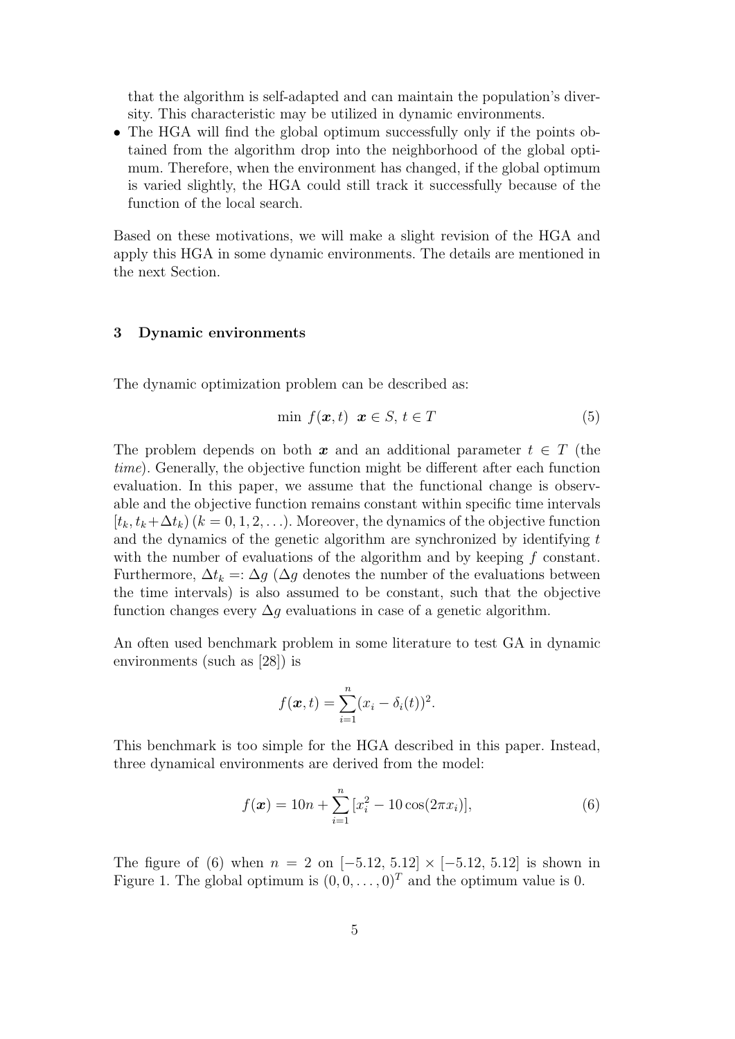that the algorithm is self-adapted and can maintain the population's diversity. This characteristic may be utilized in dynamic environments.

- The HGA will find the global optimum successfully only if the points obtained from the algorithm drop into the neighborhood of the global optimum. Therefore, when the environment has changed, if the global optimum is varied slightly, the HGA could still track it successfully because of the function of the local search.

Based on these motivations, we will make a slight revision of the HGA and apply this HGA in some dynamic environments. The details are mentioned in the next Section.

### 3 Dynamic environments

The dynamic optimization problem can be described as:

$$\min\ f(\boldsymbol{x}, t) \;\; \boldsymbol{x} \in S,\, t \in T \tag{5}$$

The problem depends on both $\boldsymbol{x}$ and an additional parameter $t \in T$ (the *time*). Generally, the objective function might be different after each function evaluation. In this paper, we assume that the functional change is observable and the objective function remains constant within specific time intervals $[t_k, t_k+\Delta t_k)\,(k = 0, 1, 2, \ldots)$. Moreover, the dynamics of the objective function and the dynamics of the genetic algorithm are synchronized by identifying $t$ with the number of evaluations of the algorithm and by keeping $f$ constant. Furthermore, $\Delta t_k =: \Delta g$ ($\Delta g$ denotes the number of the evaluations between the time intervals) is also assumed to be constant, such that the objective function changes every $\Delta g$ evaluations in case of a genetic algorithm.

An often used benchmark problem in some literature to test GA in dynamic environments (such as [28]) is

$$f(\boldsymbol{x}, t) = \sum_{i=1}^{n} (x_i - \delta_i(t))^2.$$

This benchmark is too simple for the HGA described in this paper. Instead, three dynamical environments are derived from the model:

$$f(\boldsymbol{x}) = 10n + \sum_{i=1}^{n} [x_i^2 - 10\cos(2\pi x_i)], \tag{6}$$

The figure of (6) when $n = 2$ on $[-5.12, 5.12] \times [-5.12, 5.12]$ is shown in Figure 1. The global optimum is $(0, 0, \ldots, 0)^T$ and the optimum value is 0.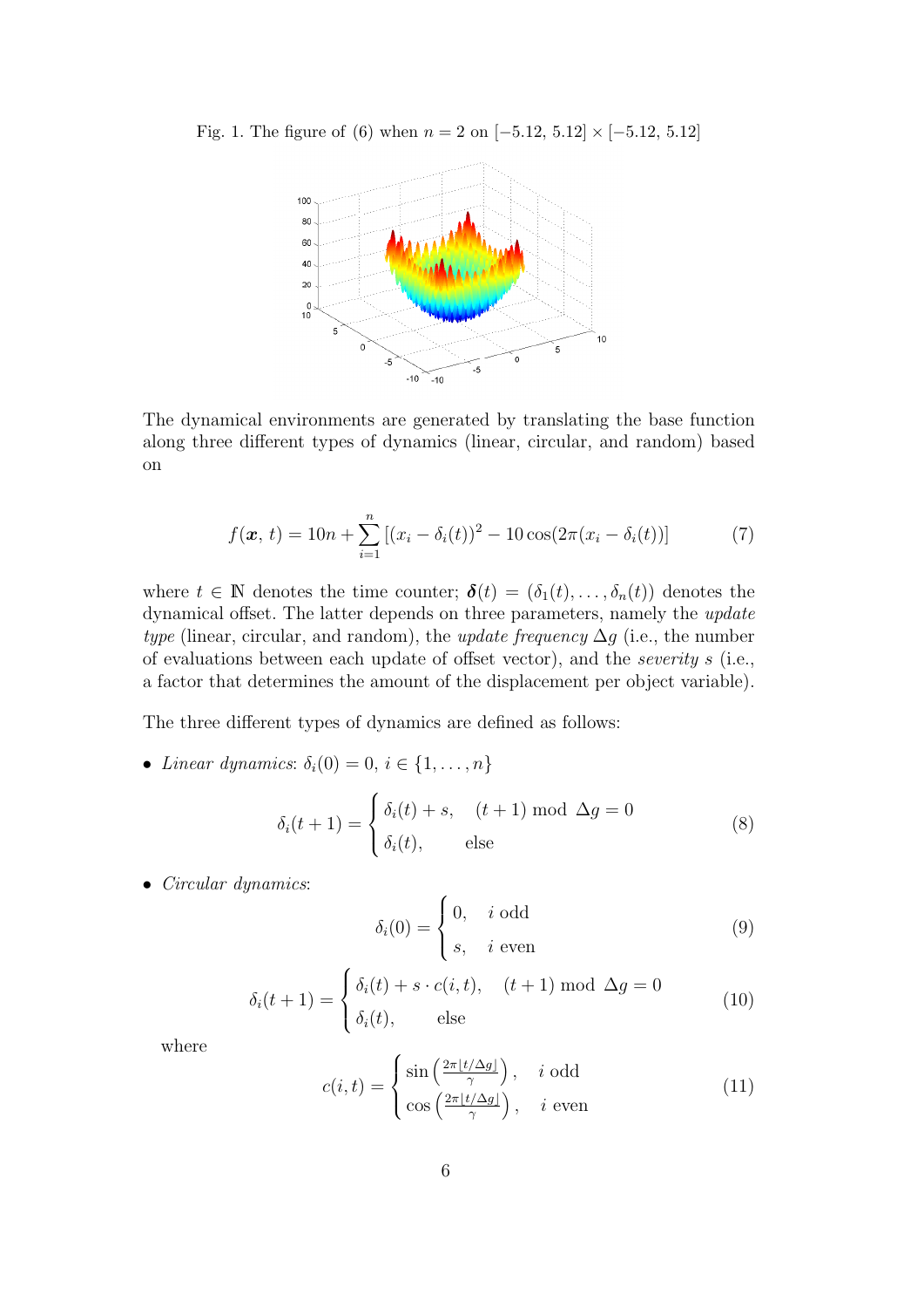Fig. 1. The figure of (6) when $n = 2$ on $[-5.12, 5.12] \times [-5.12, 5.12]$

The dynamical environments are generated by translating the base function along three different types of dynamics (linear, circular, and random) based on

$$f(\boldsymbol{x}, t) = 10n + \sum_{i=1}^{n} \left[ (x_i - \delta_i(t))^2 - 10\cos(2\pi(x_i - \delta_i(t)) \right] \tag{7}$$

where $t \in \mathbb{N}$ denotes the time counter; $\boldsymbol{\delta}(t) = (\delta_1(t), \ldots, \delta_n(t))$ denotes the dynamical offset. The latter depends on three parameters, namely the *update type* (linear, circular, and random), the *update frequency* $\Delta g$ (i.e., the number of evaluations between each update of offset vector), and the *severity* $s$ (i.e., a factor that determines the amount of the displacement per object variable).

The three different types of dynamics are defined as follows:

- *Linear dynamics*: $\delta_i(0) = 0,\ i \in \{1, \ldots, n\}$

$$\delta_i(t+1) = \begin{cases} \delta_i(t) + s, & (t+1) \bmod \Delta g = 0 \\ \delta_i(t), & \text{else} \end{cases} \tag{8}$$

- *Circular dynamics*:

$$\delta_i(0) = \begin{cases} 0, & i \text{ odd} \\ s, & i \text{ even} \end{cases} \tag{9}$$

$$\delta_i(t+1) = \begin{cases} \delta_i(t) + s \cdot c(i, t), & (t+1) \bmod \Delta g = 0 \\ \delta_i(t), & \text{else} \end{cases} \tag{10}$$

where

$$c(i, t) = \begin{cases} \sin\left(\frac{2\pi \lfloor t/\Delta g \rfloor}{\gamma}\right), & i \text{ odd} \\ \cos\left(\frac{2\pi \lfloor t/\Delta g \rfloor}{\gamma}\right), & i \text{ even} \end{cases} \tag{11}$$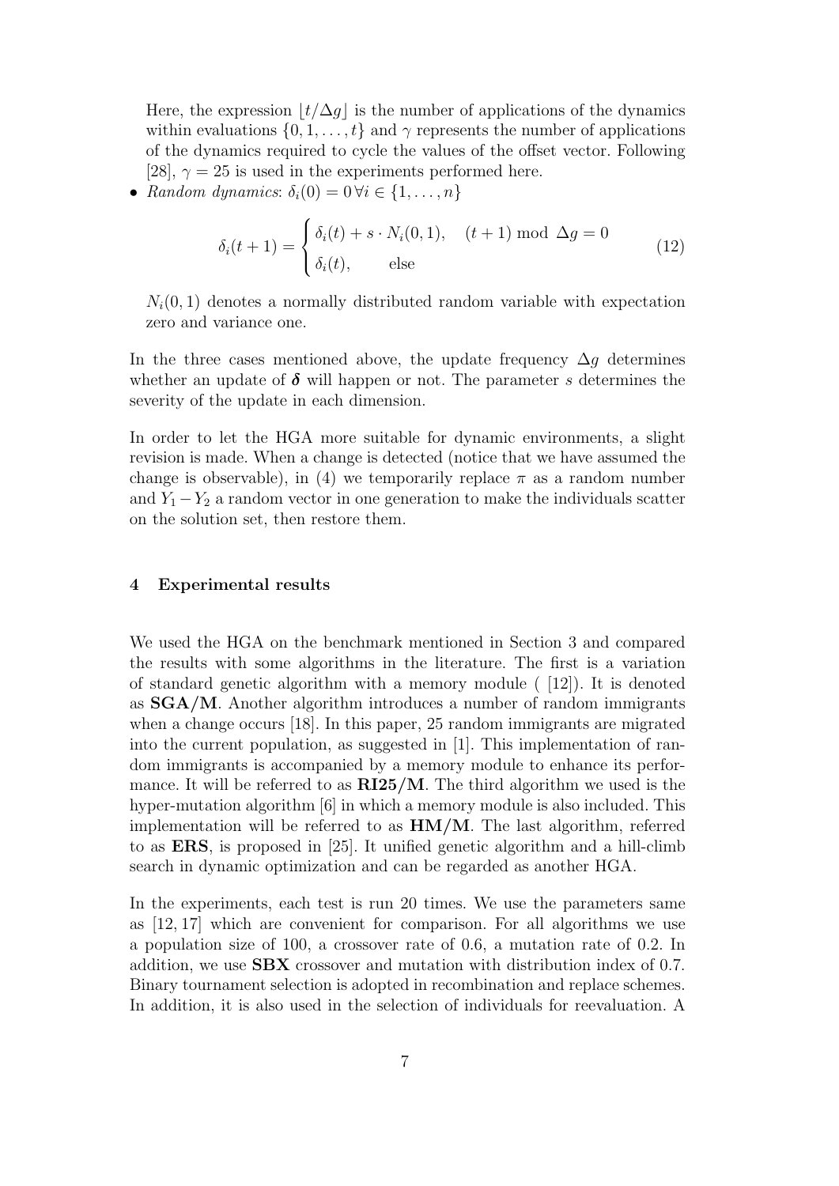Here, the expression $\lfloor t/\Delta g \rfloor$ is the number of applications of the dynamics within evaluations $\{0, 1, \ldots, t\}$ and $\gamma$ represents the number of applications of the dynamics required to cycle the values of the offset vector. Following [28], $\gamma = 25$ is used in the experiments performed here.

- *Random dynamics*: $\delta_i(0) = 0 \, \forall i \in \{1, \ldots, n\}$

$$\delta_i(t+1) = \begin{cases} \delta_i(t) + s \cdot N_i(0,1), & (t+1) \bmod \Delta g = 0 \\ \delta_i(t), & \text{else} \end{cases} \tag{12}$$

  $N_i(0,1)$ denotes a normally distributed random variable with expectation zero and variance one.

In the three cases mentioned above, the update frequency $\Delta g$ determines whether an update of $\boldsymbol{\delta}$ will happen or not. The parameter $s$ determines the severity of the update in each dimension.

In order to let the HGA more suitable for dynamic environments, a slight revision is made. When a change is detected (notice that we have assumed the change is observable), in (4) we temporarily replace $\pi$ as a random number and $Y_1 - Y_2$ a random vector in one generation to make the individuals scatter on the solution set, then restore them.

## 4 Experimental results

We used the HGA on the benchmark mentioned in Section 3 and compared the results with some algorithms in the literature. The first is a variation of standard genetic algorithm with a memory module ( [12]). It is denoted as **SGA/M**. Another algorithm introduces a number of random immigrants when a change occurs [18]. In this paper, 25 random immigrants are migrated into the current population, as suggested in [1]. This implementation of random immigrants is accompanied by a memory module to enhance its performance. It will be referred to as **RI25/M**. The third algorithm we used is the hyper-mutation algorithm [6] in which a memory module is also included. This implementation will be referred to as **HM/M**. The last algorithm, referred to as **ERS**, is proposed in [25]. It unified genetic algorithm and a hill-climb search in dynamic optimization and can be regarded as another HGA.

In the experiments, each test is run 20 times. We use the parameters same as [12, 17] which are convenient for comparison. For all algorithms we use a population size of 100, a crossover rate of 0.6, a mutation rate of 0.2. In addition, we use **SBX** crossover and mutation with distribution index of 0.7. Binary tournament selection is adopted in recombination and replace schemes. In addition, it is also used in the selection of individuals for reevaluation. A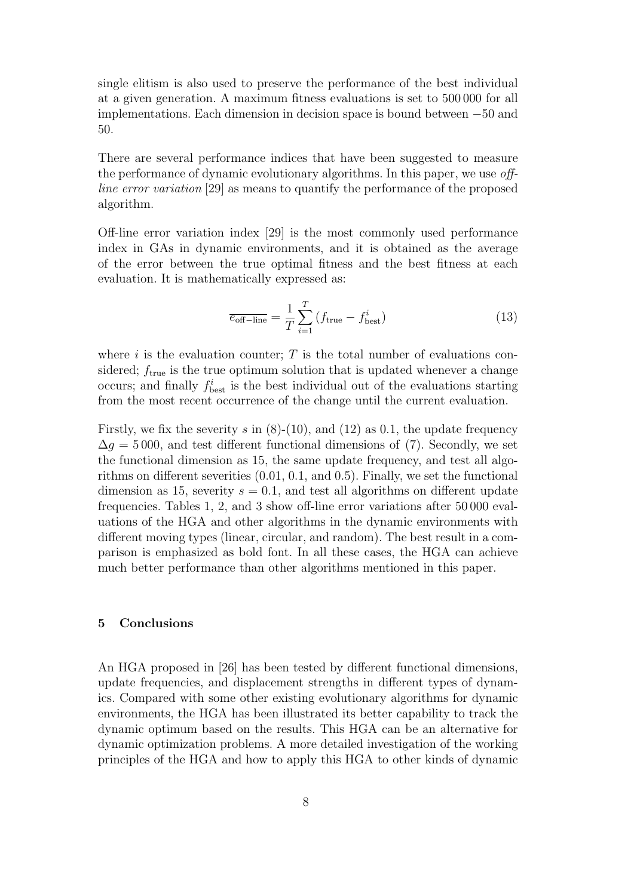single elitism is also used to preserve the performance of the best individual at a given generation. A maximum fitness evaluations is set to 500 000 for all implementations. Each dimension in decision space is bound between −50 and 50.

There are several performance indices that have been suggested to measure the performance of dynamic evolutionary algorithms. In this paper, we use *off-line error variation* [29] as means to quantify the performance of the proposed algorithm.

Off-line error variation index [29] is the most commonly used performance index in GAs in dynamic environments, and it is obtained as the average of the error between the true optimal fitness and the best fitness at each evaluation. It is mathematically expressed as:

$$\overline{e_{\mathrm{off-line}}} = \frac{1}{T}\sum_{i=1}^{T}\left(f_{\mathrm{true}} - f_{\mathrm{best}}^{i}\right) \tag{13}$$

where $i$ is the evaluation counter; $T$ is the total number of evaluations considered; $f_{\mathrm{true}}$ is the true optimum solution that is updated whenever a change occurs; and finally $f_{\mathrm{best}}^{i}$ is the best individual out of the evaluations starting from the most recent occurrence of the change until the current evaluation.

Firstly, we fix the severity $s$ in (8)-(10), and (12) as 0.1, the update frequency $\Delta g = 5\,000$, and test different functional dimensions of (7). Secondly, we set the functional dimension as 15, the same update frequency, and test all algorithms on different severities (0.01, 0.1, and 0.5). Finally, we set the functional dimension as 15, severity $s = 0.1$, and test all algorithms on different update frequencies. Tables 1, 2, and 3 show off-line error variations after 50 000 evaluations of the HGA and other algorithms in the dynamic environments with different moving types (linear, circular, and random). The best result in a comparison is emphasized as bold font. In all these cases, the HGA can achieve much better performance than other algorithms mentioned in this paper.

## 5 Conclusions

An HGA proposed in [26] has been tested by different functional dimensions, update frequencies, and displacement strengths in different types of dynamics. Compared with some other existing evolutionary algorithms for dynamic environments, the HGA has been illustrated its better capability to track the dynamic optimum based on the results. This HGA can be an alternative for dynamic optimization problems. A more detailed investigation of the working principles of the HGA and how to apply this HGA to other kinds of dynamic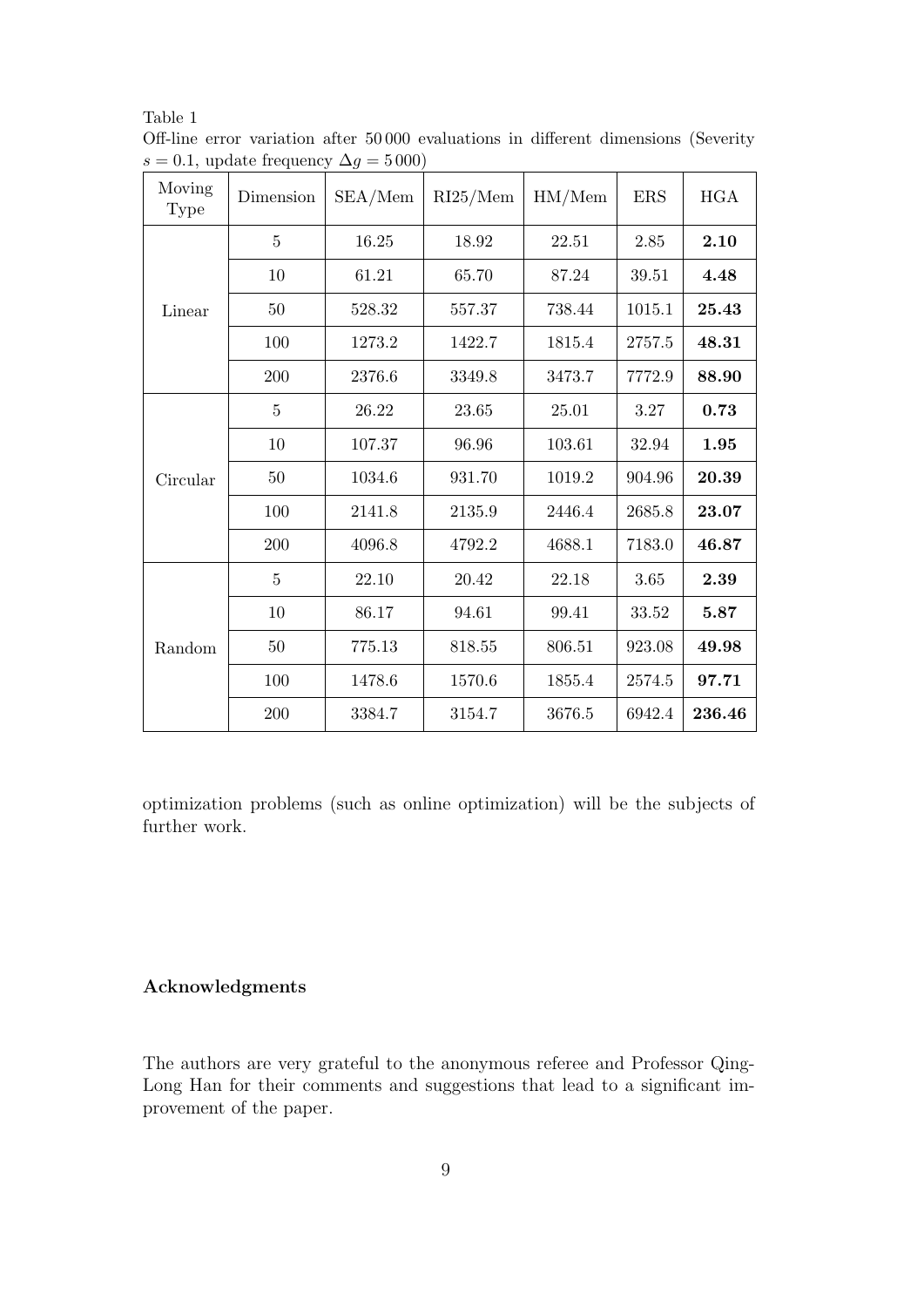Table 1
Off-line error variation after 50 000 evaluations in different dimensions (Severity $s = 0.1$, update frequency $\Delta g = 5\,000$)

| Moving Type | Dimension | SEA/Mem | RI25/Mem | HM/Mem | ERS | HGA |
|---|---|---|---|---|---|---|
| Linear | 5 | 16.25 | 18.92 | 22.51 | 2.85 | **2.10** |
| | 10 | 61.21 | 65.70 | 87.24 | 39.51 | **4.48** |
| | 50 | 528.32 | 557.37 | 738.44 | 1015.1 | **25.43** |
| | 100 | 1273.2 | 1422.7 | 1815.4 | 2757.5 | **48.31** |
| | 200 | 2376.6 | 3349.8 | 3473.7 | 7772.9 | **88.90** |
| Circular | 5 | 26.22 | 23.65 | 25.01 | 3.27 | **0.73** |
| | 10 | 107.37 | 96.96 | 103.61 | 32.94 | **1.95** |
| | 50 | 1034.6 | 931.70 | 1019.2 | 904.96 | **20.39** |
| | 100 | 2141.8 | 2135.9 | 2446.4 | 2685.8 | **23.07** |
| | 200 | 4096.8 | 4792.2 | 4688.1 | 7183.0 | **46.87** |
| Random | 5 | 22.10 | 20.42 | 22.18 | 3.65 | **2.39** |
| | 10 | 86.17 | 94.61 | 99.41 | 33.52 | **5.87** |
| | 50 | 775.13 | 818.55 | 806.51 | 923.08 | **49.98** |
| | 100 | 1478.6 | 1570.6 | 1855.4 | 2574.5 | **97.71** |
| | 200 | 3384.7 | 3154.7 | 3676.5 | 6942.4 | **236.46** |

optimization problems (such as online optimization) will be the subjects of further work.

### Acknowledgments

The authors are very grateful to the anonymous referee and Professor Qing-Long Han for their comments and suggestions that lead to a significant improvement of the paper.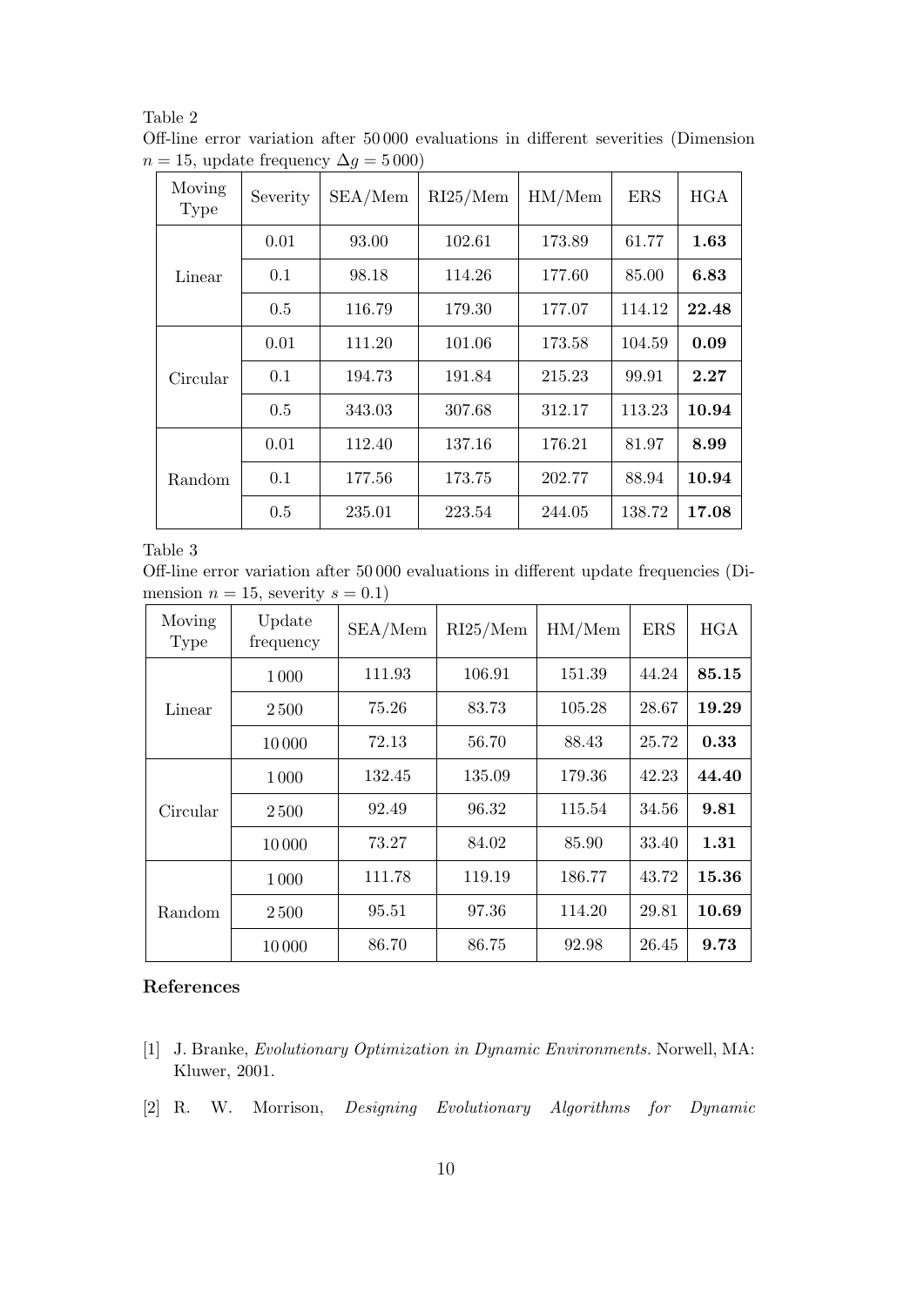Table 2

Off-line error variation after 50 000 evaluations in different severities (Dimension $n = 15$, update frequency $\Delta g = 5\,000$)

| Moving Type | Severity | SEA/Mem | RI25/Mem | HM/Mem | ERS | HGA |
|---|---|---|---|---|---|---|
| Linear | 0.01 | 93.00 | 102.61 | 173.89 | 61.77 | **1.63** |
| | 0.1 | 98.18 | 114.26 | 177.60 | 85.00 | **6.83** |
| | 0.5 | 116.79 | 179.30 | 177.07 | 114.12 | **22.48** |
| Circular | 0.01 | 111.20 | 101.06 | 173.58 | 104.59 | **0.09** |
| | 0.1 | 194.73 | 191.84 | 215.23 | 99.91 | **2.27** |
| | 0.5 | 343.03 | 307.68 | 312.17 | 113.23 | **10.94** |
| Random | 0.01 | 112.40 | 137.16 | 176.21 | 81.97 | **8.99** |
| | 0.1 | 177.56 | 173.75 | 202.77 | 88.94 | **10.94** |
| | 0.5 | 235.01 | 223.54 | 244.05 | 138.72 | **17.08** |

Table 3

Off-line error variation after 50 000 evaluations in different update frequencies (Dimension $n = 15$, severity $s = 0.1$)

| Moving Type | Update frequency | SEA/Mem | RI25/Mem | HM/Mem | ERS | HGA |
|---|---|---|---|---|---|---|
| Linear | 1 000 | 111.93 | 106.91 | 151.39 | 44.24 | **85.15** |
| | 2 500 | 75.26 | 83.73 | 105.28 | 28.67 | **19.29** |
| | 10 000 | 72.13 | 56.70 | 88.43 | 25.72 | **0.33** |
| Circular | 1 000 | 132.45 | 135.09 | 179.36 | 42.23 | **44.40** |
| | 2 500 | 92.49 | 96.32 | 115.54 | 34.56 | **9.81** |
| | 10 000 | 73.27 | 84.02 | 85.90 | 33.40 | **1.31** |
| Random | 1 000 | 111.78 | 119.19 | 186.77 | 43.72 | **15.36** |
| | 2 500 | 95.51 | 97.36 | 114.20 | 29.81 | **10.69** |
| | 10 000 | 86.70 | 86.75 | 92.98 | 26.45 | **9.73** |

## References

[1] J. Branke, *Evolutionary Optimization in Dynamic Environments.* Norwell, MA: Kluwer, 2001.

[2] R. W. Morrison, *Designing Evolutionary Algorithms for Dynamic*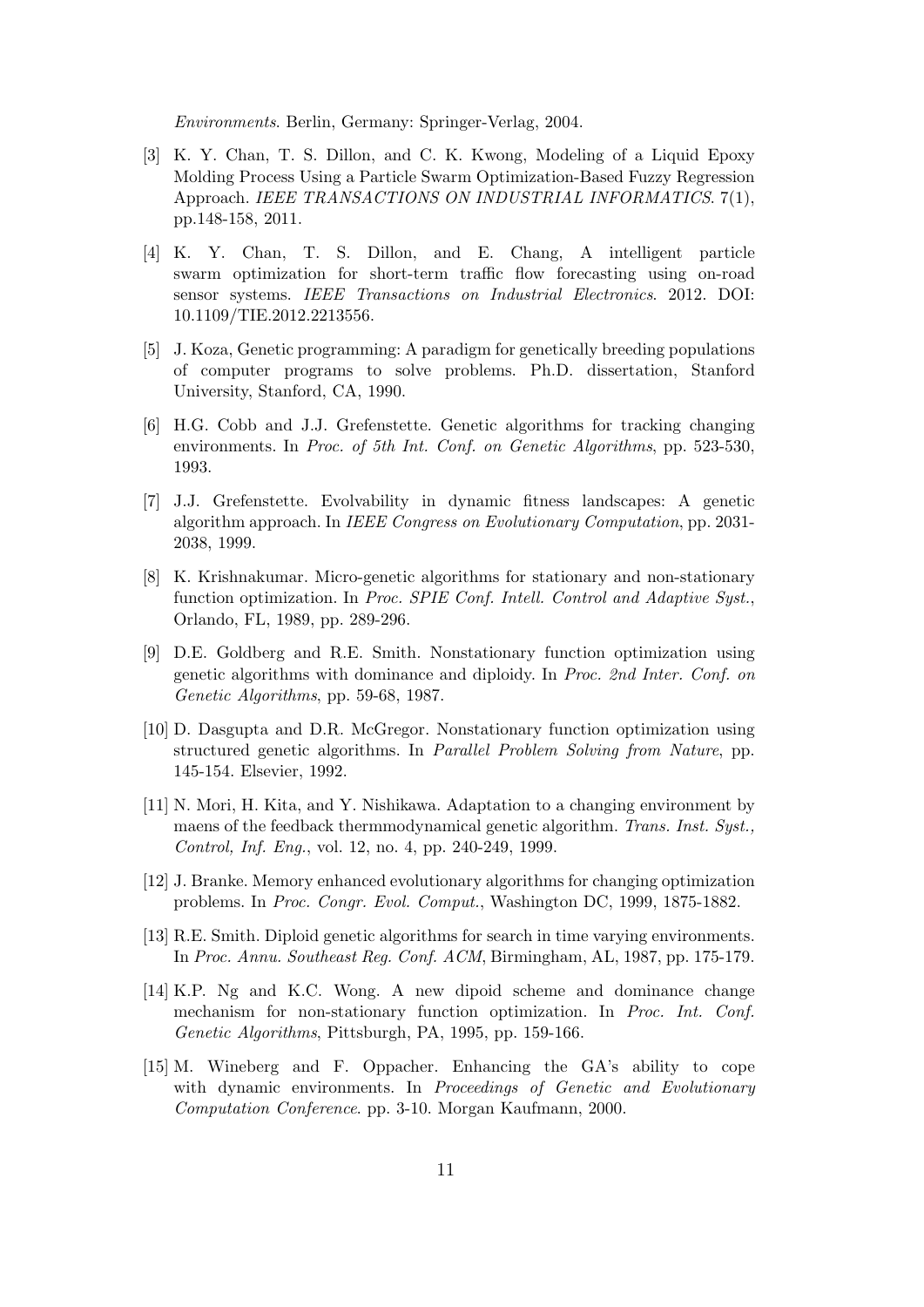*Environments*. Berlin, Germany: Springer-Verlag, 2004.

[3] K. Y. Chan, T. S. Dillon, and C. K. Kwong, Modeling of a Liquid Epoxy Molding Process Using a Particle Swarm Optimization-Based Fuzzy Regression Approach. *IEEE TRANSACTIONS ON INDUSTRIAL INFORMATICS*. 7(1), pp.148-158, 2011.

[4] K. Y. Chan, T. S. Dillon, and E. Chang, A intelligent particle swarm optimization for short-term traffic flow forecasting using on-road sensor systems. *IEEE Transactions on Industrial Electronics*. 2012. DOI: 10.1109/TIE.2012.2213556.

[5] J. Koza, Genetic programming: A paradigm for genetically breeding populations of computer programs to solve problems. Ph.D. dissertation, Stanford University, Stanford, CA, 1990.

[6] H.G. Cobb and J.J. Grefenstette. Genetic algorithms for tracking changing environments. In *Proc. of 5th Int. Conf. on Genetic Algorithms*, pp. 523-530, 1993.

[7] J.J. Grefenstette. Evolvability in dynamic fitness landscapes: A genetic algorithm approach. In *IEEE Congress on Evolutionary Computation*, pp. 2031-2038, 1999.

[8] K. Krishnakumar. Micro-genetic algorithms for stationary and non-stationary function optimization. In *Proc. SPIE Conf. Intell. Control and Adaptive Syst.*, Orlando, FL, 1989, pp. 289-296.

[9] D.E. Goldberg and R.E. Smith. Nonstationary function optimization using genetic algorithms with dominance and diploidy. In *Proc. 2nd Inter. Conf. on Genetic Algorithms*, pp. 59-68, 1987.

[10] D. Dasgupta and D.R. McGregor. Nonstationary function optimization using structured genetic algorithms. In *Parallel Problem Solving from Nature*, pp. 145-154. Elsevier, 1992.

[11] N. Mori, H. Kita, and Y. Nishikawa. Adaptation to a changing environment by maens of the feedback thermmodynamical genetic algorithm. *Trans. Inst. Syst., Control, Inf. Eng.*, vol. 12, no. 4, pp. 240-249, 1999.

[12] J. Branke. Memory enhanced evolutionary algorithms for changing optimization problems. In *Proc. Congr. Evol. Comput.*, Washington DC, 1999, 1875-1882.

[13] R.E. Smith. Diploid genetic algorithms for search in time varying environments. In *Proc. Annu. Southeast Reg. Conf. ACM*, Birmingham, AL, 1987, pp. 175-179.

[14] K.P. Ng and K.C. Wong. A new dipoid scheme and dominance change mechanism for non-stationary function optimization. In *Proc. Int. Conf. Genetic Algorithms*, Pittsburgh, PA, 1995, pp. 159-166.

[15] M. Wineberg and F. Oppacher. Enhancing the GA's ability to cope with dynamic environments. In *Proceedings of Genetic and Evolutionary Computation Conference*. pp. 3-10. Morgan Kaufmann, 2000.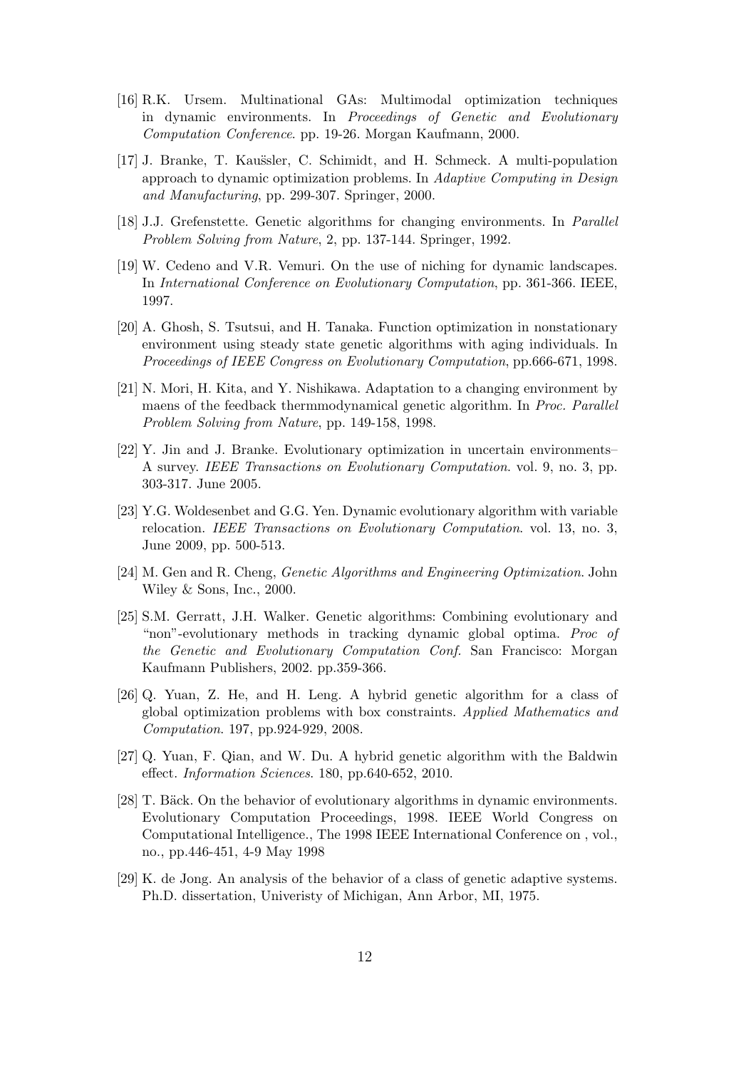[16] R.K. Ursem. Multinational GAs: Multimodal optimization techniques in dynamic environments. In *Proceedings of Genetic and Evolutionary Computation Conference*. pp. 19-26. Morgan Kaufmann, 2000.

[17] J. Branke, T. Kaušler, C. Schimidt, and H. Schmeck. A multi-population approach to dynamic optimization problems. In *Adaptive Computing in Design and Manufacturing*, pp. 299-307. Springer, 2000.

[18] J.J. Grefenstette. Genetic algorithms for changing environments. In *Parallel Problem Solving from Nature*, 2, pp. 137-144. Springer, 1992.

[19] W. Cedeno and V.R. Vemuri. On the use of niching for dynamic landscapes. In *International Conference on Evolutionary Computation*, pp. 361-366. IEEE, 1997.

[20] A. Ghosh, S. Tsutsui, and H. Tanaka. Function optimization in nonstationary environment using steady state genetic algorithms with aging individuals. In *Proceedings of IEEE Congress on Evolutionary Computation*, pp.666-671, 1998.

[21] N. Mori, H. Kita, and Y. Nishikawa. Adaptation to a changing environment by maens of the feedback thermmodynamical genetic algorithm. In *Proc. Parallel Problem Solving from Nature*, pp. 149-158, 1998.

[22] Y. Jin and J. Branke. Evolutionary optimization in uncertain environments– A survey. *IEEE Transactions on Evolutionary Computation*. vol. 9, no. 3, pp. 303-317. June 2005.

[23] Y.G. Woldesenbet and G.G. Yen. Dynamic evolutionary algorithm with variable relocation. *IEEE Transactions on Evolutionary Computation*. vol. 13, no. 3, June 2009, pp. 500-513.

[24] M. Gen and R. Cheng, *Genetic Algorithms and Engineering Optimization*. John Wiley & Sons, Inc., 2000.

[25] S.M. Gerratt, J.H. Walker. Genetic algorithms: Combining evolutionary and "non"-evolutionary methods in tracking dynamic global optima. *Proc of the Genetic and Evolutionary Computation Conf.* San Francisco: Morgan Kaufmann Publishers, 2002. pp.359-366.

[26] Q. Yuan, Z. He, and H. Leng. A hybrid genetic algorithm for a class of global optimization problems with box constraints. *Applied Mathematics and Computation*. 197, pp.924-929, 2008.

[27] Q. Yuan, F. Qian, and W. Du. A hybrid genetic algorithm with the Baldwin effect. *Information Sciences*. 180, pp.640-652, 2010.

[28] T. Bäck. On the behavior of evolutionary algorithms in dynamic environments. Evolutionary Computation Proceedings, 1998. IEEE World Congress on Computational Intelligence., The 1998 IEEE International Conference on , vol., no., pp.446-451, 4-9 May 1998

[29] K. de Jong. An analysis of the behavior of a class of genetic adaptive systems. Ph.D. dissertation, Univeristy of Michigan, Ann Arbor, MI, 1975.